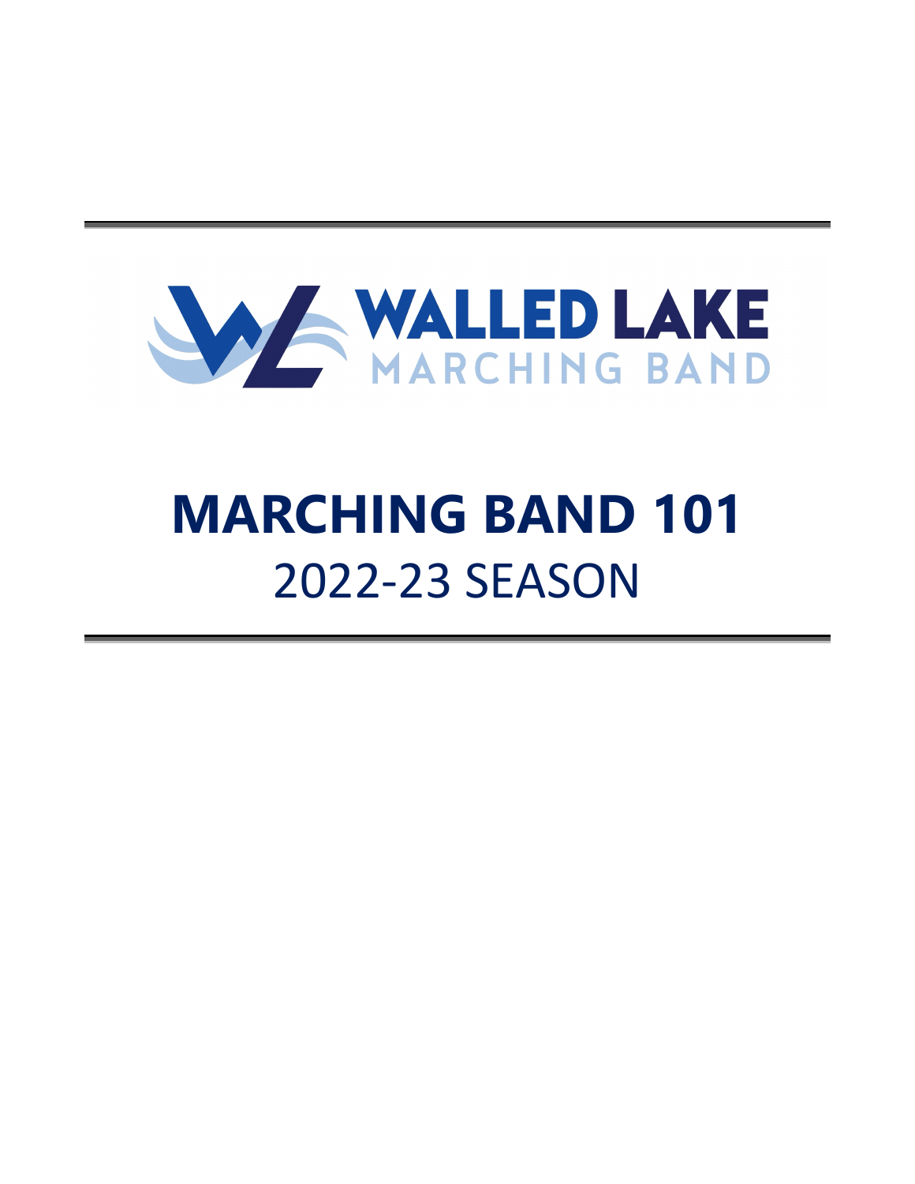WALLED LAKE
MARCHING BAND

# MARCHING BAND 101

## 2022-23 SEASON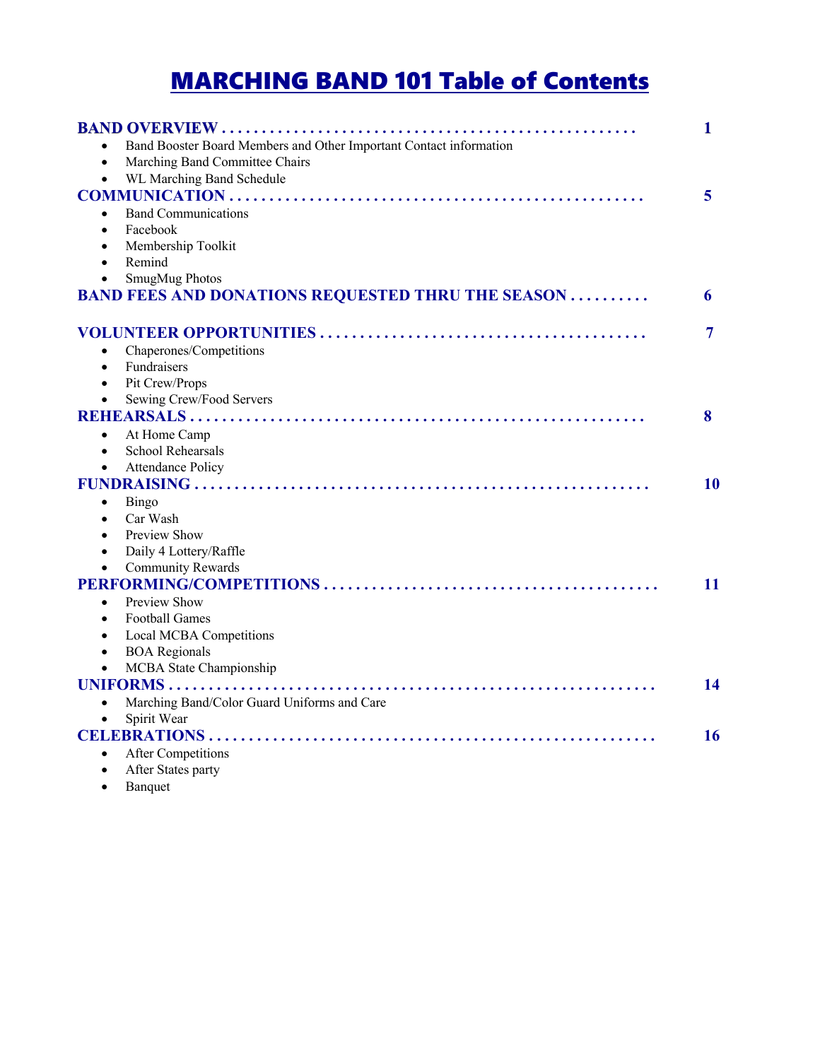# MARCHING BAND 101 Table of Contents

**BAND OVERVIEW . . . . . . . . . . . . . . . . . . . . . . . . . . . . . . . . . . . . . . . . . . . . . . . . . . 1**

- Band Booster Board Members and Other Important Contact information
- Marching Band Committee Chairs
- WL Marching Band Schedule

**COMMUNICATION . . . . . . . . . . . . . . . . . . . . . . . . . . . . . . . . . . . . . . . . . . . . . . . . . 5**

- Band Communications
- Facebook
- Membership Toolkit
- Remind
- SmugMug Photos

**BAND FEES AND DONATIONS REQUESTED THRU THE SEASON . . . . . . . . . . 6**

**VOLUNTEER OPPORTUNITIES . . . . . . . . . . . . . . . . . . . . . . . . . . . . . . . . . . . . . . . 7**

- Chaperones/Competitions
- Fundraisers
- Pit Crew/Props
- Sewing Crew/Food Servers

**REHEARSALS . . . . . . . . . . . . . . . . . . . . . . . . . . . . . . . . . . . . . . . . . . . . . . . . . . . . 8**

- At Home Camp
- School Rehearsals
- Attendance Policy

**FUNDRAISING . . . . . . . . . . . . . . . . . . . . . . . . . . . . . . . . . . . . . . . . . . . . . . . . . . . 10**

- Bingo
- Car Wash
- Preview Show
- Daily 4 Lottery/Raffle
- Community Rewards

**PERFORMING/COMPETITIONS . . . . . . . . . . . . . . . . . . . . . . . . . . . . . . . . . . . . . . . 11**

- Preview Show
- Football Games
- Local MCBA Competitions
- BOA Regionals
- MCBA State Championship

**UNIFORMS . . . . . . . . . . . . . . . . . . . . . . . . . . . . . . . . . . . . . . . . . . . . . . . . . . . . . . 14**

- Marching Band/Color Guard Uniforms and Care
- Spirit Wear

**CELEBRATIONS . . . . . . . . . . . . . . . . . . . . . . . . . . . . . . . . . . . . . . . . . . . . . . . . . . 16**

- After Competitions
- After States party
- Banquet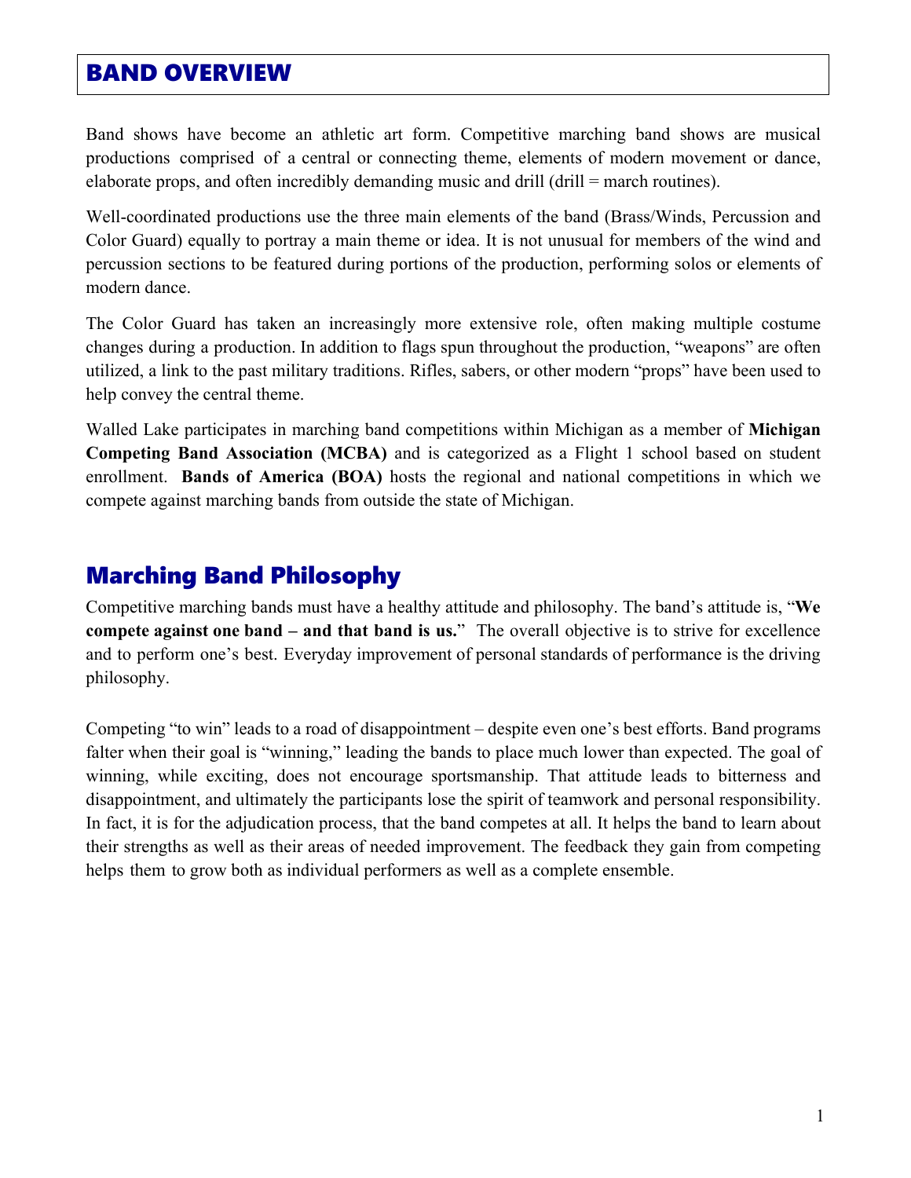# BAND OVERVIEW

Band shows have become an athletic art form. Competitive marching band shows are musical productions comprised of a central or connecting theme, elements of modern movement or dance, elaborate props, and often incredibly demanding music and drill (drill = march routines).

Well-coordinated productions use the three main elements of the band (Brass/Winds, Percussion and Color Guard) equally to portray a main theme or idea. It is not unusual for members of the wind and percussion sections to be featured during portions of the production, performing solos or elements of modern dance.

The Color Guard has taken an increasingly more extensive role, often making multiple costume changes during a production. In addition to flags spun throughout the production, "weapons" are often utilized, a link to the past military traditions. Rifles, sabers, or other modern "props" have been used to help convey the central theme.

Walled Lake participates in marching band competitions within Michigan as a member of **Michigan Competing Band Association (MCBA)** and is categorized as a Flight 1 school based on student enrollment. **Bands of America (BOA)** hosts the regional and national competitions in which we compete against marching bands from outside the state of Michigan.

## Marching Band Philosophy

Competitive marching bands must have a healthy attitude and philosophy. The band's attitude is, "**We compete against one band – and that band is us.**" The overall objective is to strive for excellence and to perform one's best. Everyday improvement of personal standards of performance is the driving philosophy.

Competing "to win" leads to a road of disappointment – despite even one's best efforts. Band programs falter when their goal is "winning," leading the bands to place much lower than expected. The goal of winning, while exciting, does not encourage sportsmanship. That attitude leads to bitterness and disappointment, and ultimately the participants lose the spirit of teamwork and personal responsibility. In fact, it is for the adjudication process, that the band competes at all. It helps the band to learn about their strengths as well as their areas of needed improvement. The feedback they gain from competing helps them to grow both as individual performers as well as a complete ensemble.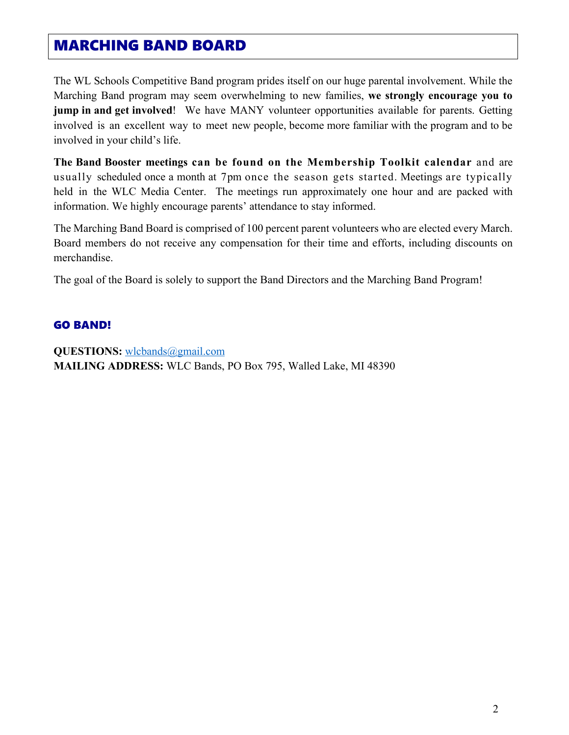## MARCHING BAND BOARD

The WL Schools Competitive Band program prides itself on our huge parental involvement. While the Marching Band program may seem overwhelming to new families, **we strongly encourage you to jump in and get involved**! We have MANY volunteer opportunities available for parents. Getting involved is an excellent way to meet new people, become more familiar with the program and to be involved in your child's life.

**The Band Booster meetings can be found on the Membership Toolkit calendar** and are usually scheduled once a month at 7pm once the season gets started. Meetings are typically held in the WLC Media Center. The meetings run approximately one hour and are packed with information. We highly encourage parents' attendance to stay informed.

The Marching Band Board is comprised of 100 percent parent volunteers who are elected every March. Board members do not receive any compensation for their time and efforts, including discounts on merchandise.

The goal of the Board is solely to support the Band Directors and the Marching Band Program!

### GO BAND!

**QUESTIONS:** wlcbands@gmail.com
**MAILING ADDRESS:** WLC Bands, PO Box 795, Walled Lake, MI 48390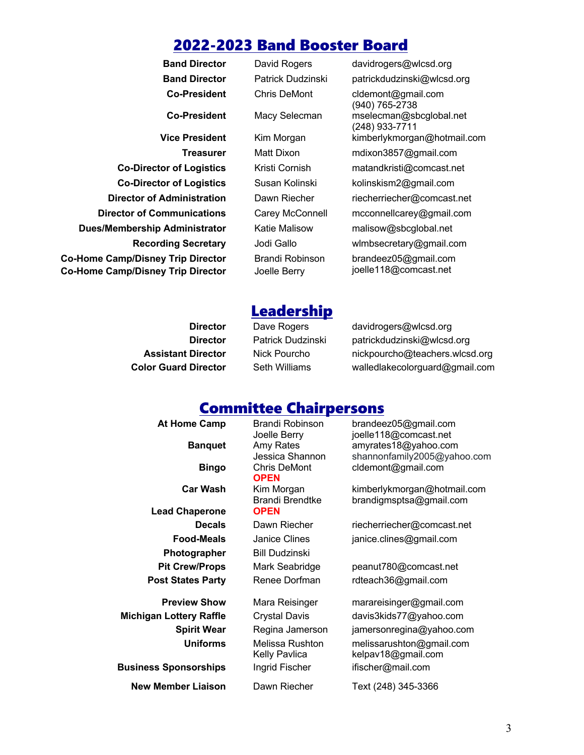## 2022-2023 Band Booster Board

| Role | Name | Contact |
|---|---|---|
| **Band Director** | David Rogers | davidrogers@wlcsd.org |
| **Band Director** | Patrick Dudzinski | patrickdudzinski@wlcsd.org |
| **Co-President** | Chris DeMont | cldemont@gmail.com (940) 765-2738 |
| **Co-President** | Macy Selecman | mselecman@sbcglobal.net (248) 933-7711 |
| **Vice President** | Kim Morgan | kimberlykmorgan@hotmail.com |
| **Treasurer** | Matt Dixon | mdixon3857@gmail.com |
| **Co-Director of Logistics** | Kristi Cornish | matandkristi@comcast.net |
| **Co-Director of Logistics** | Susan Kolinski | kolinskism2@gmail.com |
| **Director of Administration** | Dawn Riecher | riecherriecher@comcast.net |
| **Director of Communications** | Carey McConnell | mcconnellcarey@gmail.com |
| **Dues/Membership Administrator** | Katie Malisow | malisow@sbcglobal.net |
| **Recording Secretary** | Jodi Gallo | wlmbsecretary@gmail.com |
| **Co-Home Camp/Disney Trip Director** | Brandi Robinson | brandeez05@gmail.com |
| **Co-Home Camp/Disney Trip Director** | Joelle Berry | joelle118@comcast.net |

## Leadership

| Role | Name | Contact |
|---|---|---|
| **Director** | Dave Rogers | davidrogers@wlcsd.org |
| **Director** | Patrick Dudzinski | patrickdudzinski@wlcsd.org |
| **Assistant Director** | Nick Pourcho | nickpourcho@teachers.wlcsd.org |
| **Color Guard Director** | Seth Williams | walledlakecolorguard@gmail.com |

## Committee Chairpersons

| Committee | Name | Contact |
|---|---|---|
| **At Home Camp** | Brandi Robinson | brandeez05@gmail.com |
| | Joelle Berry | joelle118@comcast.net |
| **Banquet** | Amy Rates | amyrates18@yahoo.com |
| | Jessica Shannon | shannonfamily2005@yahoo.com |
| **Bingo** | Chris DeMont | cldemont@gmail.com |
| | **OPEN** | |
| **Car Wash** | Kim Morgan | kimberlykmorgan@hotmail.com |
| | Brandi Brendtke | brandigmsptsa@gmail.com |
| **Lead Chaperone** | **OPEN** | |
| **Decals** | Dawn Riecher | riecherriecher@comcast.net |
| **Food-Meals** | Janice Clines | janice.clines@gmail.com |
| **Photographer** | Bill Dudzinski | |
| **Pit Crew/Props** | Mark Seabridge | peanut780@comcast.net |
| **Post States Party** | Renee Dorfman | rdteach36@gmail.com |
| **Preview Show** | Mara Reisinger | marareisinger@gmail.com |
| **Michigan Lottery Raffle** | Crystal Davis | davis3kids77@yahoo.com |
| **Spirit Wear** | Regina Jamerson | jamersonregina@yahoo.com |
| **Uniforms** | Melissa Rushton | melissarushton@gmail.com |
| | Kelly Pavlica | kelpav18@gmail.com |
| **Business Sponsorships** | Ingrid Fischer | ifischer@mail.com |
| **New Member Liaison** | Dawn Riecher | Text (248) 345-3366 |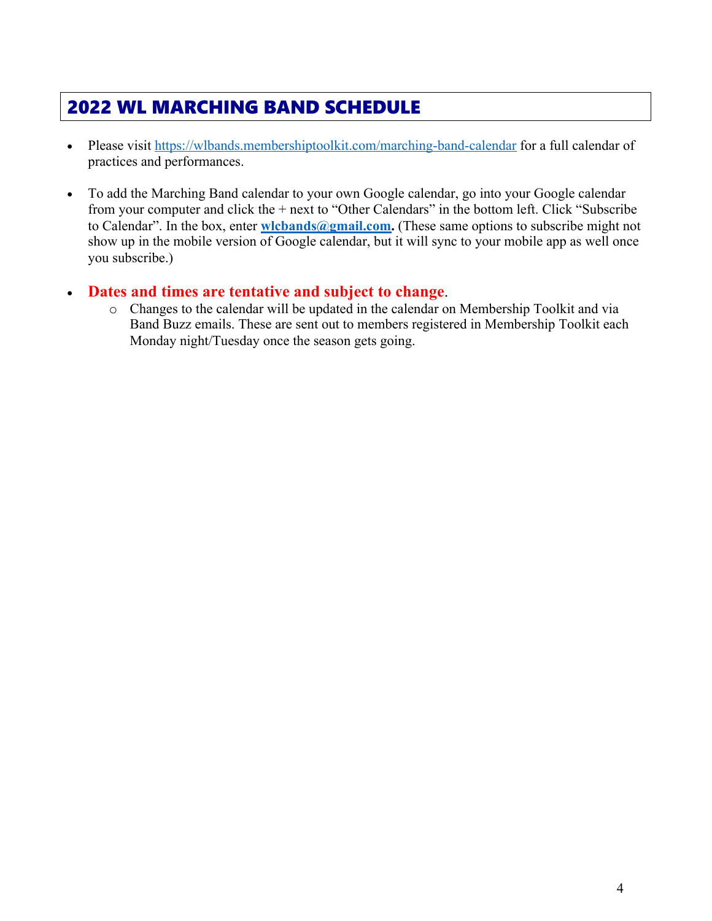## 2022 WL MARCHING BAND SCHEDULE

- Please visit https://wlbands.membershiptoolkit.com/marching-band-calendar for a full calendar of practices and performances.

- To add the Marching Band calendar to your own Google calendar, go into your Google calendar from your computer and click the + next to "Other Calendars" in the bottom left. Click "Subscribe to Calendar". In the box, enter **wlcbands@gmail.com.** (These same options to subscribe might not show up in the mobile version of Google calendar, but it will sync to your mobile app as well once you subscribe.)

- **Dates and times are tentative and subject to change**.
  - Changes to the calendar will be updated in the calendar on Membership Toolkit and via Band Buzz emails. These are sent out to members registered in Membership Toolkit each Monday night/Tuesday once the season gets going.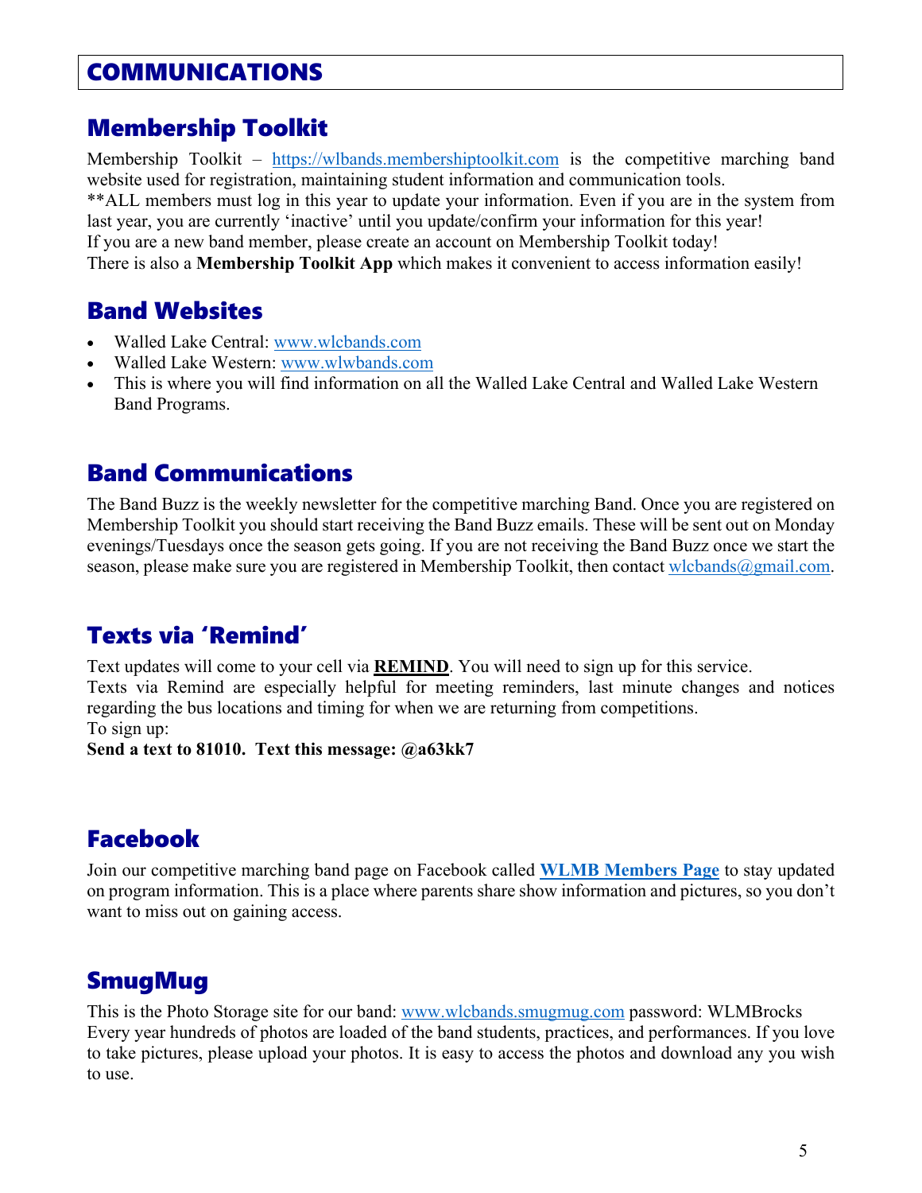# COMMUNICATIONS

## Membership Toolkit

Membership Toolkit – https://wlbands.membershiptoolkit.com is the competitive marching band website used for registration, maintaining student information and communication tools.
**ALL members must log in this year to update your information. Even if you are in the system from last year, you are currently 'inactive' until you update/confirm your information for this year!
If you are a new band member, please create an account on Membership Toolkit today!
There is also a **Membership Toolkit App** which makes it convenient to access information easily!

## Band Websites

- Walled Lake Central: www.wlcbands.com
- Walled Lake Western: www.wlwbands.com
- This is where you will find information on all the Walled Lake Central and Walled Lake Western Band Programs.

## Band Communications

The Band Buzz is the weekly newsletter for the competitive marching Band. Once you are registered on Membership Toolkit you should start receiving the Band Buzz emails. These will be sent out on Monday evenings/Tuesdays once the season gets going. If you are not receiving the Band Buzz once we start the season, please make sure you are registered in Membership Toolkit, then contact wlcbands@gmail.com.

## Texts via 'Remind'

Text updates will come to your cell via **REMIND**. You will need to sign up for this service.
Texts via Remind are especially helpful for meeting reminders, last minute changes and notices regarding the bus locations and timing for when we are returning from competitions.
To sign up:
**Send a text to 81010. Text this message: @a63kk7**

## Facebook

Join our competitive marching band page on Facebook called **WLMB Members Page** to stay updated on program information. This is a place where parents share show information and pictures, so you don't want to miss out on gaining access.

## SmugMug

This is the Photo Storage site for our band: www.wlcbands.smugmug.com password: WLMBrocks
Every year hundreds of photos are loaded of the band students, practices, and performances. If you love to take pictures, please upload your photos. It is easy to access the photos and download any you wish to use.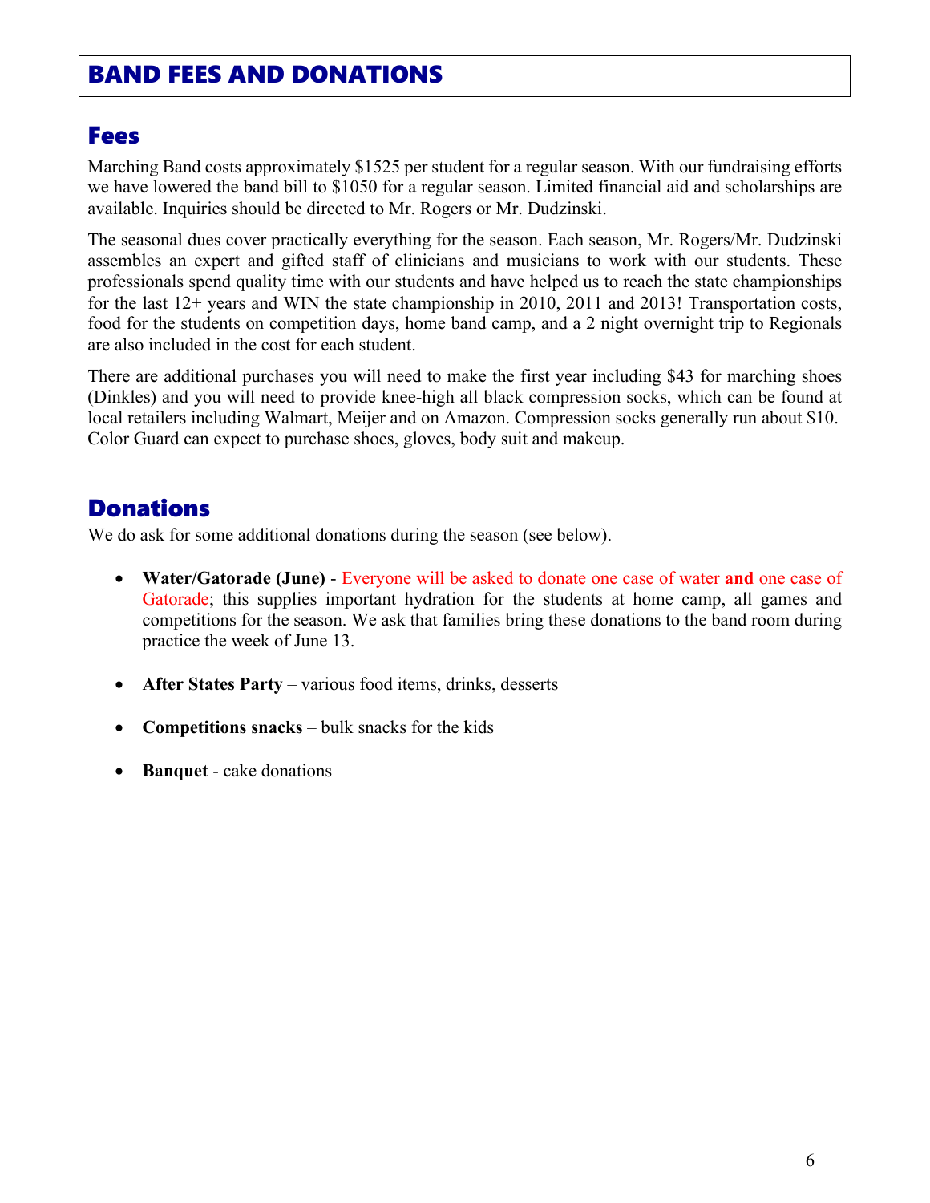# BAND FEES AND DONATIONS

## Fees

Marching Band costs approximately $1525 per student for a regular season. With our fundraising efforts we have lowered the band bill to $1050 for a regular season. Limited financial aid and scholarships are available. Inquiries should be directed to Mr. Rogers or Mr. Dudzinski.

The seasonal dues cover practically everything for the season. Each season, Mr. Rogers/Mr. Dudzinski assembles an expert and gifted staff of clinicians and musicians to work with our students. These professionals spend quality time with our students and have helped us to reach the state championships for the last 12+ years and WIN the state championship in 2010, 2011 and 2013! Transportation costs, food for the students on competition days, home band camp, and a 2 night overnight trip to Regionals are also included in the cost for each student.

There are additional purchases you will need to make the first year including $43 for marching shoes (Dinkles) and you will need to provide knee-high all black compression socks, which can be found at local retailers including Walmart, Meijer and on Amazon. Compression socks generally run about $10. Color Guard can expect to purchase shoes, gloves, body suit and makeup.

## Donations

We do ask for some additional donations during the season (see below).

- **Water/Gatorade (June)** - Everyone will be asked to donate one case of water **and** one case of Gatorade; this supplies important hydration for the students at home camp, all games and competitions for the season. We ask that families bring these donations to the band room during practice the week of June 13.
- **After States Party** – various food items, drinks, desserts
- **Competitions snacks** – bulk snacks for the kids
- **Banquet** - cake donations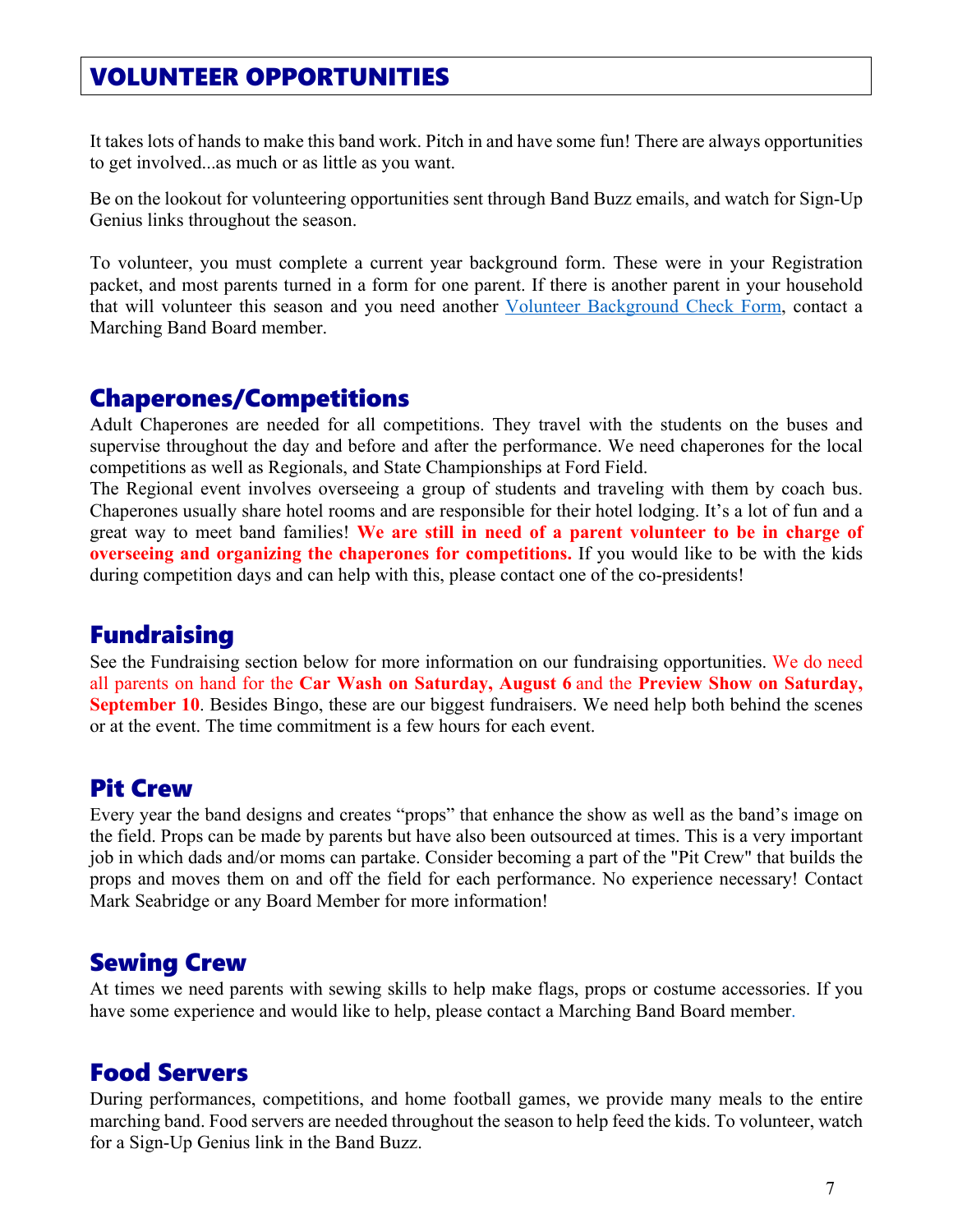# VOLUNTEER OPPORTUNITIES

It takes lots of hands to make this band work. Pitch in and have some fun! There are always opportunities to get involved...as much or as little as you want.

Be on the lookout for volunteering opportunities sent through Band Buzz emails, and watch for Sign-Up Genius links throughout the season.

To volunteer, you must complete a current year background form. These were in your Registration packet, and most parents turned in a form for one parent. If there is another parent in your household that will volunteer this season and you need another Volunteer Background Check Form, contact a Marching Band Board member.

## Chaperones/Competitions

Adult Chaperones are needed for all competitions. They travel with the students on the buses and supervise throughout the day and before and after the performance. We need chaperones for the local competitions as well as Regionals, and State Championships at Ford Field.
The Regional event involves overseeing a group of students and traveling with them by coach bus. Chaperones usually share hotel rooms and are responsible for their hotel lodging. It's a lot of fun and a great way to meet band families! **We are still in need of a parent volunteer to be in charge of overseeing and organizing the chaperones for competitions.** If you would like to be with the kids during competition days and can help with this, please contact one of the co-presidents!

## Fundraising

See the Fundraising section below for more information on our fundraising opportunities. We do need all parents on hand for the **Car Wash on Saturday, August 6** and the **Preview Show on Saturday, September 10**. Besides Bingo, these are our biggest fundraisers. We need help both behind the scenes or at the event. The time commitment is a few hours for each event.

## Pit Crew

Every year the band designs and creates "props" that enhance the show as well as the band's image on the field. Props can be made by parents but have also been outsourced at times. This is a very important job in which dads and/or moms can partake. Consider becoming a part of the "Pit Crew" that builds the props and moves them on and off the field for each performance. No experience necessary! Contact Mark Seabridge or any Board Member for more information!

## Sewing Crew

At times we need parents with sewing skills to help make flags, props or costume accessories. If you have some experience and would like to help, please contact a Marching Band Board member.

## Food Servers

During performances, competitions, and home football games, we provide many meals to the entire marching band. Food servers are needed throughout the season to help feed the kids. To volunteer, watch for a Sign-Up Genius link in the Band Buzz.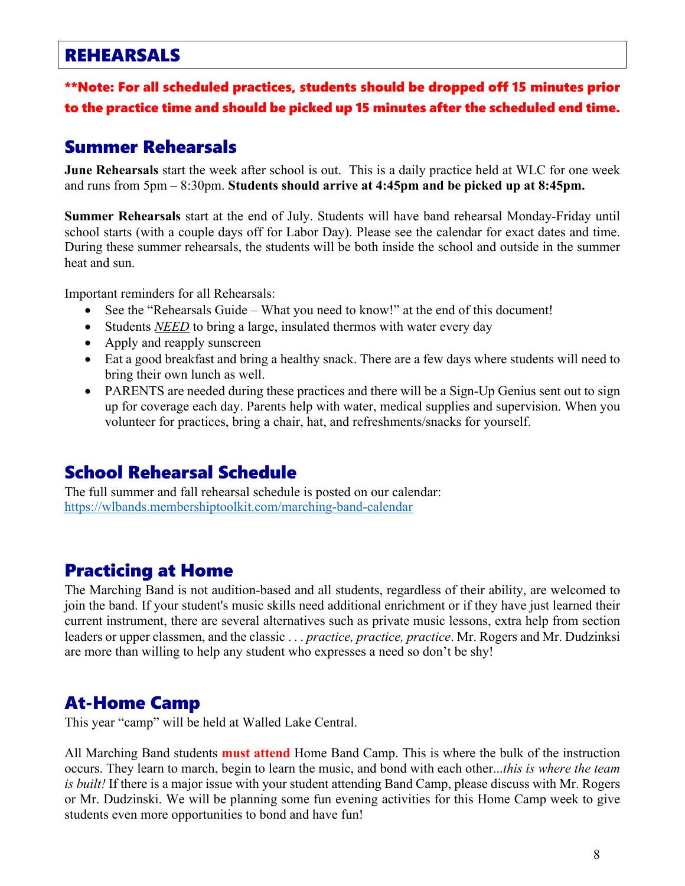# REHEARSALS

**\*\*Note: For all scheduled practices, students should be dropped off 15 minutes prior to the practice time and should be picked up 15 minutes after the scheduled end time.**

## Summer Rehearsals

**June Rehearsals** start the week after school is out. This is a daily practice held at WLC for one week and runs from 5pm – 8:30pm. **Students should arrive at 4:45pm and be picked up at 8:45pm.**

**Summer Rehearsals** start at the end of July. Students will have band rehearsal Monday-Friday until school starts (with a couple days off for Labor Day). Please see the calendar for exact dates and time. During these summer rehearsals, the students will be both inside the school and outside in the summer heat and sun.

Important reminders for all Rehearsals:

- See the "Rehearsals Guide – What you need to know!" at the end of this document!
- Students ***NEED*** to bring a large, insulated thermos with water every day
- Apply and reapply sunscreen
- Eat a good breakfast and bring a healthy snack. There are a few days where students will need to bring their own lunch as well.
- PARENTS are needed during these practices and there will be a Sign-Up Genius sent out to sign up for coverage each day. Parents help with water, medical supplies and supervision. When you volunteer for practices, bring a chair, hat, and refreshments/snacks for yourself.

## School Rehearsal Schedule

The full summer and fall rehearsal schedule is posted on our calendar:
https://wlbands.membershiptoolkit.com/marching-band-calendar

## Practicing at Home

The Marching Band is not audition-based and all students, regardless of their ability, are welcomed to join the band. If your student's music skills need additional enrichment or if they have just learned their current instrument, there are several alternatives such as private music lessons, extra help from section leaders or upper classmen, and the classic . . . *practice, practice, practice*. Mr. Rogers and Mr. Dudzinksi are more than willing to help any student who expresses a need so don't be shy!

## At-Home Camp

This year "camp" will be held at Walled Lake Central.

All Marching Band students **must attend** Home Band Camp. This is where the bulk of the instruction occurs. They learn to march, begin to learn the music, and bond with each other...*this is where the team is built!* If there is a major issue with your student attending Band Camp, please discuss with Mr. Rogers or Mr. Dudzinski. We will be planning some fun evening activities for this Home Camp week to give students even more opportunities to bond and have fun!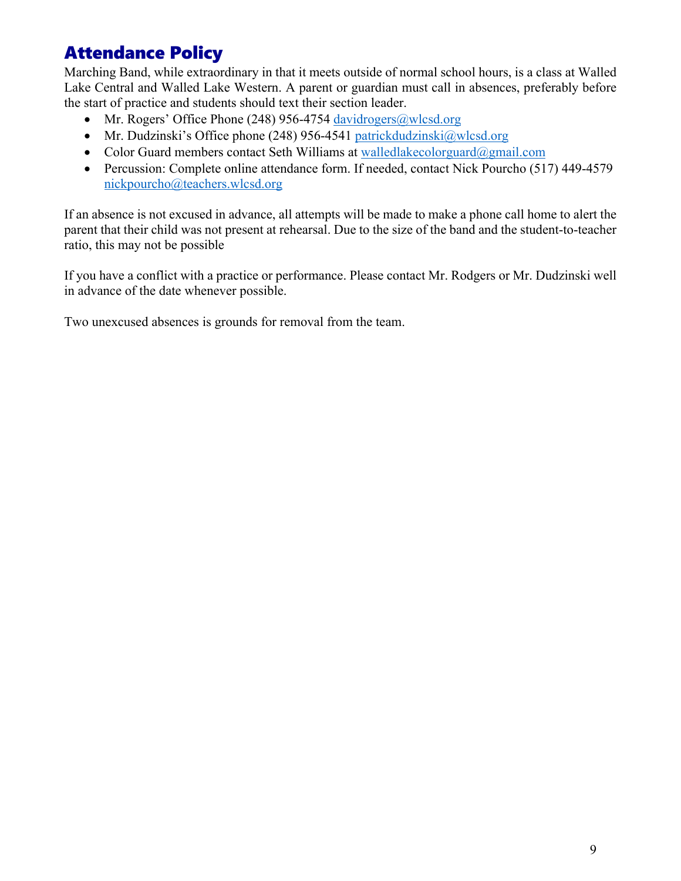## Attendance Policy

Marching Band, while extraordinary in that it meets outside of normal school hours, is a class at Walled Lake Central and Walled Lake Western. A parent or guardian must call in absences, preferably before the start of practice and students should text their section leader.

- Mr. Rogers' Office Phone (248) 956-4754 davidrogers@wlcsd.org
- Mr. Dudzinski's Office phone (248) 956-4541 patrickdudzinski@wlcsd.org
- Color Guard members contact Seth Williams at walledlakecolorguard@gmail.com
- Percussion: Complete online attendance form. If needed, contact Nick Pourcho (517) 449-4579 nickpourcho@teachers.wlcsd.org

If an absence is not excused in advance, all attempts will be made to make a phone call home to alert the parent that their child was not present at rehearsal. Due to the size of the band and the student-to-teacher ratio, this may not be possible

If you have a conflict with a practice or performance. Please contact Mr. Rodgers or Mr. Dudzinski well in advance of the date whenever possible.

Two unexcused absences is grounds for removal from the team.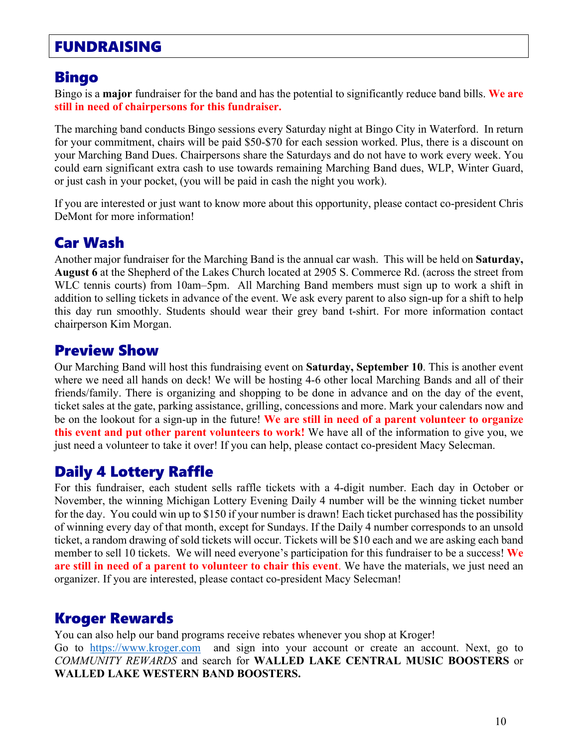## FUNDRAISING

### Bingo

Bingo is a **major** fundraiser for the band and has the potential to significantly reduce band bills. **We are still in need of chairpersons for this fundraiser.**

The marching band conducts Bingo sessions every Saturday night at Bingo City in Waterford. In return for your commitment, chairs will be paid $50-$70 for each session worked. Plus, there is a discount on your Marching Band Dues. Chairpersons share the Saturdays and do not have to work every week. You could earn significant extra cash to use towards remaining Marching Band dues, WLP, Winter Guard, or just cash in your pocket, (you will be paid in cash the night you work).

If you are interested or just want to know more about this opportunity, please contact co-president Chris DeMont for more information!

### Car Wash

Another major fundraiser for the Marching Band is the annual car wash. This will be held on **Saturday, August 6** at the Shepherd of the Lakes Church located at 2905 S. Commerce Rd. (across the street from WLC tennis courts) from 10am–5pm. All Marching Band members must sign up to work a shift in addition to selling tickets in advance of the event. We ask every parent to also sign-up for a shift to help this day run smoothly. Students should wear their grey band t-shirt. For more information contact chairperson Kim Morgan.

### Preview Show

Our Marching Band will host this fundraising event on **Saturday, September 10**. This is another event where we need all hands on deck! We will be hosting 4-6 other local Marching Bands and all of their friends/family. There is organizing and shopping to be done in advance and on the day of the event, ticket sales at the gate, parking assistance, grilling, concessions and more. Mark your calendars now and be on the lookout for a sign-up in the future! **We are still in need of a parent volunteer to organize this event and put other parent volunteers to work!** We have all of the information to give you, we just need a volunteer to take it over! If you can help, please contact co-president Macy Selecman.

### Daily 4 Lottery Raffle

For this fundraiser, each student sells raffle tickets with a 4-digit number. Each day in October or November, the winning Michigan Lottery Evening Daily 4 number will be the winning ticket number for the day. You could win up to $150 if your number is drawn! Each ticket purchased has the possibility of winning every day of that month, except for Sundays. If the Daily 4 number corresponds to an unsold ticket, a random drawing of sold tickets will occur. Tickets will be $10 each and we are asking each band member to sell 10 tickets. We will need everyone's participation for this fundraiser to be a success! **We are still in need of a parent to volunteer to chair this event**. We have the materials, we just need an organizer. If you are interested, please contact co-president Macy Selecman!

### Kroger Rewards

You can also help our band programs receive rebates whenever you shop at Kroger!
Go to https://www.kroger.com and sign into your account or create an account. Next, go to *COMMUNITY REWARDS* and search for **WALLED LAKE CENTRAL MUSIC BOOSTERS** or **WALLED LAKE WESTERN BAND BOOSTERS.**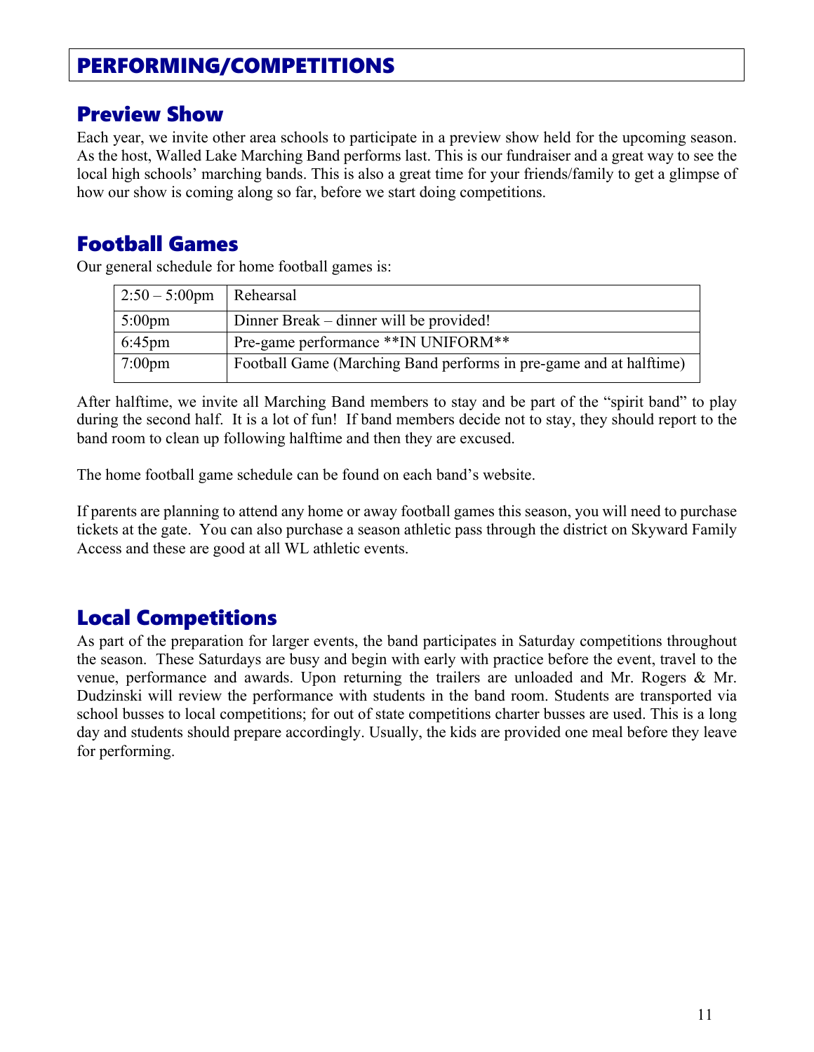# PERFORMING/COMPETITIONS

## Preview Show

Each year, we invite other area schools to participate in a preview show held for the upcoming season. As the host, Walled Lake Marching Band performs last. This is our fundraiser and a great way to see the local high schools' marching bands. This is also a great time for your friends/family to get a glimpse of how our show is coming along so far, before we start doing competitions.

## Football Games

Our general schedule for home football games is:

| | |
|---|---|
| 2:50 – 5:00pm | Rehearsal |
| 5:00pm | Dinner Break – dinner will be provided! |
| 6:45pm | Pre-game performance **IN UNIFORM** |
| 7:00pm | Football Game (Marching Band performs in pre-game and at halftime) |

After halftime, we invite all Marching Band members to stay and be part of the "spirit band" to play during the second half. It is a lot of fun! If band members decide not to stay, they should report to the band room to clean up following halftime and then they are excused.

The home football game schedule can be found on each band's website.

If parents are planning to attend any home or away football games this season, you will need to purchase tickets at the gate. You can also purchase a season athletic pass through the district on Skyward Family Access and these are good at all WL athletic events.

## Local Competitions

As part of the preparation for larger events, the band participates in Saturday competitions throughout the season. These Saturdays are busy and begin with early with practice before the event, travel to the venue, performance and awards. Upon returning the trailers are unloaded and Mr. Rogers & Mr. Dudzinski will review the performance with students in the band room. Students are transported via school busses to local competitions; for out of state competitions charter busses are used. This is a long day and students should prepare accordingly. Usually, the kids are provided one meal before they leave for performing.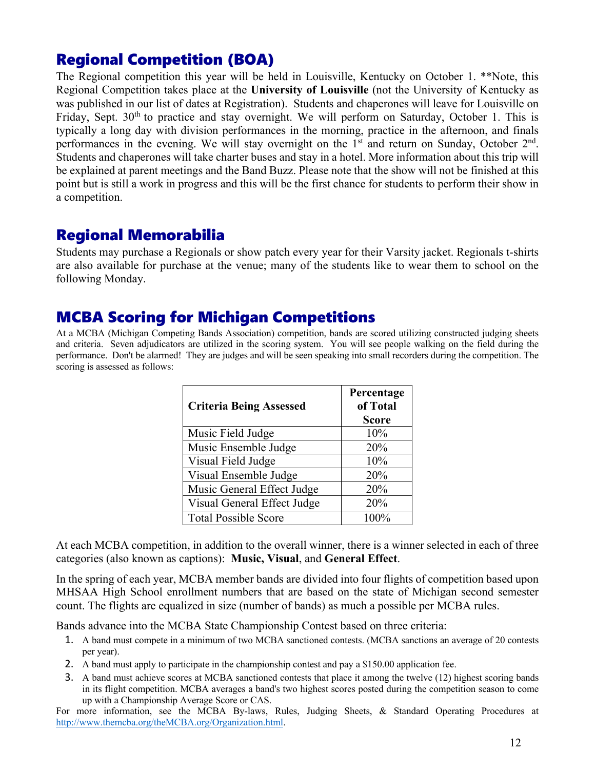## Regional Competition (BOA)

The Regional competition this year will be held in Louisville, Kentucky on October 1. **Note, this Regional Competition takes place at the **University of Louisville** (not the University of Kentucky as was published in our list of dates at Registration). Students and chaperones will leave for Louisville on Friday, Sept. 30th to practice and stay overnight. We will perform on Saturday, October 1. This is typically a long day with division performances in the morning, practice in the afternoon, and finals performances in the evening. We will stay overnight on the 1st and return on Sunday, October 2nd. Students and chaperones will take charter buses and stay in a hotel. More information about this trip will be explained at parent meetings and the Band Buzz. Please note that the show will not be finished at this point but is still a work in progress and this will be the first chance for students to perform their show in a competition.

## Regional Memorabilia

Students may purchase a Regionals or show patch every year for their Varsity jacket. Regionals t-shirts are also available for purchase at the venue; many of the students like to wear them to school on the following Monday.

## MCBA Scoring for Michigan Competitions

At a MCBA (Michigan Competing Bands Association) competition, bands are scored utilizing constructed judging sheets and criteria. Seven adjudicators are utilized in the scoring system. You will see people walking on the field during the performance. Don't be alarmed! They are judges and will be seen speaking into small recorders during the competition. The scoring is assessed as follows:

| Criteria Being Assessed | Percentage of Total Score |
|---|---|
| Music Field Judge | 10% |
| Music Ensemble Judge | 20% |
| Visual Field Judge | 10% |
| Visual Ensemble Judge | 20% |
| Music General Effect Judge | 20% |
| Visual General Effect Judge | 20% |
| Total Possible Score | 100% |

At each MCBA competition, in addition to the overall winner, there is a winner selected in each of three categories (also known as captions): **Music, Visual**, and **General Effect**.

In the spring of each year, MCBA member bands are divided into four flights of competition based upon MHSAA High School enrollment numbers that are based on the state of Michigan second semester count. The flights are equalized in size (number of bands) as much a possible per MCBA rules.

Bands advance into the MCBA State Championship Contest based on three criteria:

1. A band must compete in a minimum of two MCBA sanctioned contests. (MCBA sanctions an average of 20 contests per year).
2. A band must apply to participate in the championship contest and pay a $150.00 application fee.
3. A band must achieve scores at MCBA sanctioned contests that place it among the twelve (12) highest scoring bands in its flight competition. MCBA averages a band's two highest scores posted during the competition season to come up with a Championship Average Score or CAS.

For more information, see the MCBA By-laws, Rules, Judging Sheets, & Standard Operating Procedures at http://www.themcba.org/theMCBA.org/Organization.html.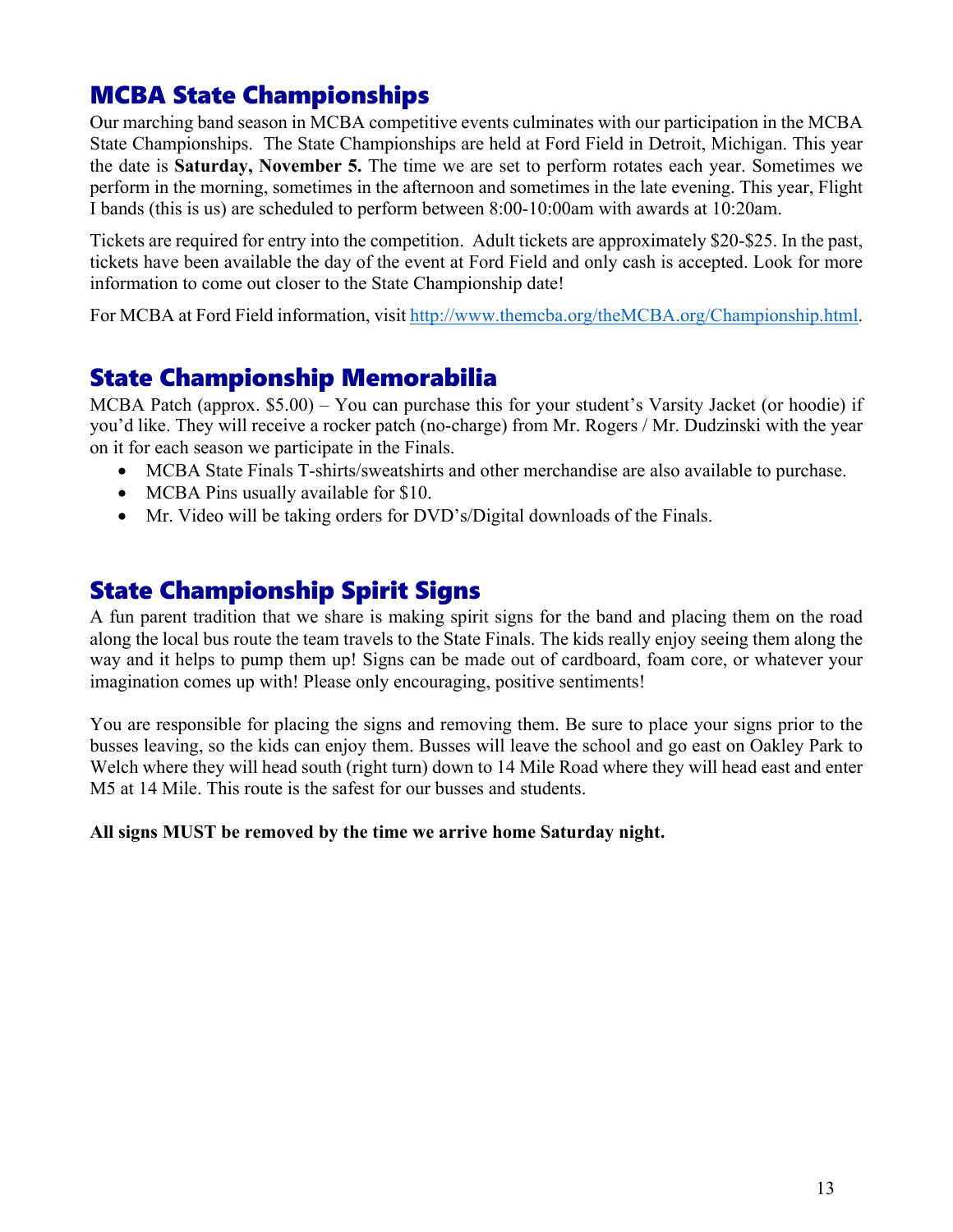## MCBA State Championships

Our marching band season in MCBA competitive events culminates with our participation in the MCBA State Championships. The State Championships are held at Ford Field in Detroit, Michigan. This year the date is **Saturday, November 5.** The time we are set to perform rotates each year. Sometimes we perform in the morning, sometimes in the afternoon and sometimes in the late evening. This year, Flight I bands (this is us) are scheduled to perform between 8:00-10:00am with awards at 10:20am.

Tickets are required for entry into the competition. Adult tickets are approximately $20-$25. In the past, tickets have been available the day of the event at Ford Field and only cash is accepted. Look for more information to come out closer to the State Championship date!

For MCBA at Ford Field information, visit [http://www.themcba.org/theMCBA.org/Championship.html](http://www.themcba.org/theMCBA.org/Championship.html).

## State Championship Memorabilia

MCBA Patch (approx. $5.00) – You can purchase this for your student's Varsity Jacket (or hoodie) if you'd like. They will receive a rocker patch (no-charge) from Mr. Rogers / Mr. Dudzinski with the year on it for each season we participate in the Finals.

- MCBA State Finals T-shirts/sweatshirts and other merchandise are also available to purchase.
- MCBA Pins usually available for $10.
- Mr. Video will be taking orders for DVD's/Digital downloads of the Finals.

## State Championship Spirit Signs

A fun parent tradition that we share is making spirit signs for the band and placing them on the road along the local bus route the team travels to the State Finals. The kids really enjoy seeing them along the way and it helps to pump them up! Signs can be made out of cardboard, foam core, or whatever your imagination comes up with! Please only encouraging, positive sentiments!

You are responsible for placing the signs and removing them. Be sure to place your signs prior to the busses leaving, so the kids can enjoy them. Busses will leave the school and go east on Oakley Park to Welch where they will head south (right turn) down to 14 Mile Road where they will head east and enter M5 at 14 Mile. This route is the safest for our busses and students.

**All signs MUST be removed by the time we arrive home Saturday night.**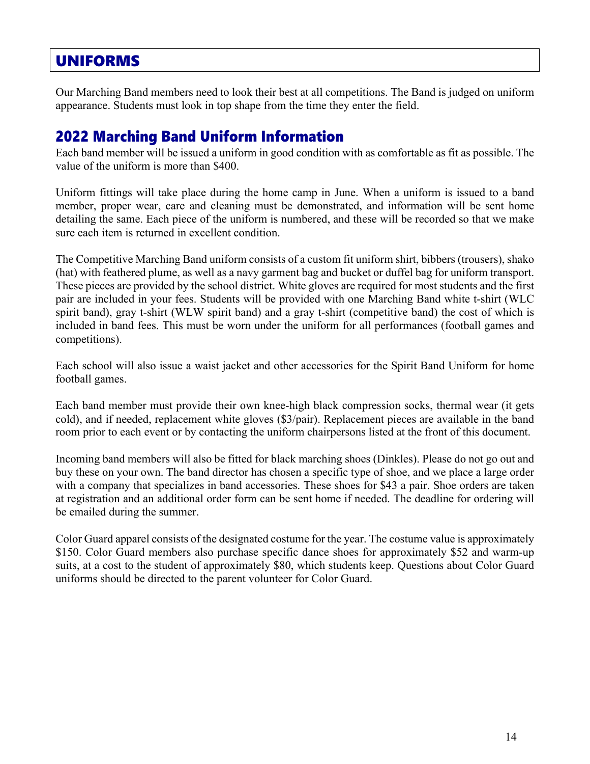# UNIFORMS

Our Marching Band members need to look their best at all competitions. The Band is judged on uniform appearance. Students must look in top shape from the time they enter the field.

## 2022 Marching Band Uniform Information

Each band member will be issued a uniform in good condition with as comfortable as fit as possible. The value of the uniform is more than $400.

Uniform fittings will take place during the home camp in June. When a uniform is issued to a band member, proper wear, care and cleaning must be demonstrated, and information will be sent home detailing the same. Each piece of the uniform is numbered, and these will be recorded so that we make sure each item is returned in excellent condition.

The Competitive Marching Band uniform consists of a custom fit uniform shirt, bibbers (trousers), shako (hat) with feathered plume, as well as a navy garment bag and bucket or duffel bag for uniform transport. These pieces are provided by the school district. White gloves are required for most students and the first pair are included in your fees. Students will be provided with one Marching Band white t-shirt (WLC spirit band), gray t-shirt (WLW spirit band) and a gray t-shirt (competitive band) the cost of which is included in band fees. This must be worn under the uniform for all performances (football games and competitions).

Each school will also issue a waist jacket and other accessories for the Spirit Band Uniform for home football games.

Each band member must provide their own knee-high black compression socks, thermal wear (it gets cold), and if needed, replacement white gloves ($3/pair). Replacement pieces are available in the band room prior to each event or by contacting the uniform chairpersons listed at the front of this document.

Incoming band members will also be fitted for black marching shoes (Dinkles). Please do not go out and buy these on your own. The band director has chosen a specific type of shoe, and we place a large order with a company that specializes in band accessories. These shoes for $43 a pair. Shoe orders are taken at registration and an additional order form can be sent home if needed. The deadline for ordering will be emailed during the summer.

Color Guard apparel consists of the designated costume for the year. The costume value is approximately $150. Color Guard members also purchase specific dance shoes for approximately $52 and warm-up suits, at a cost to the student of approximately $80, which students keep. Questions about Color Guard uniforms should be directed to the parent volunteer for Color Guard.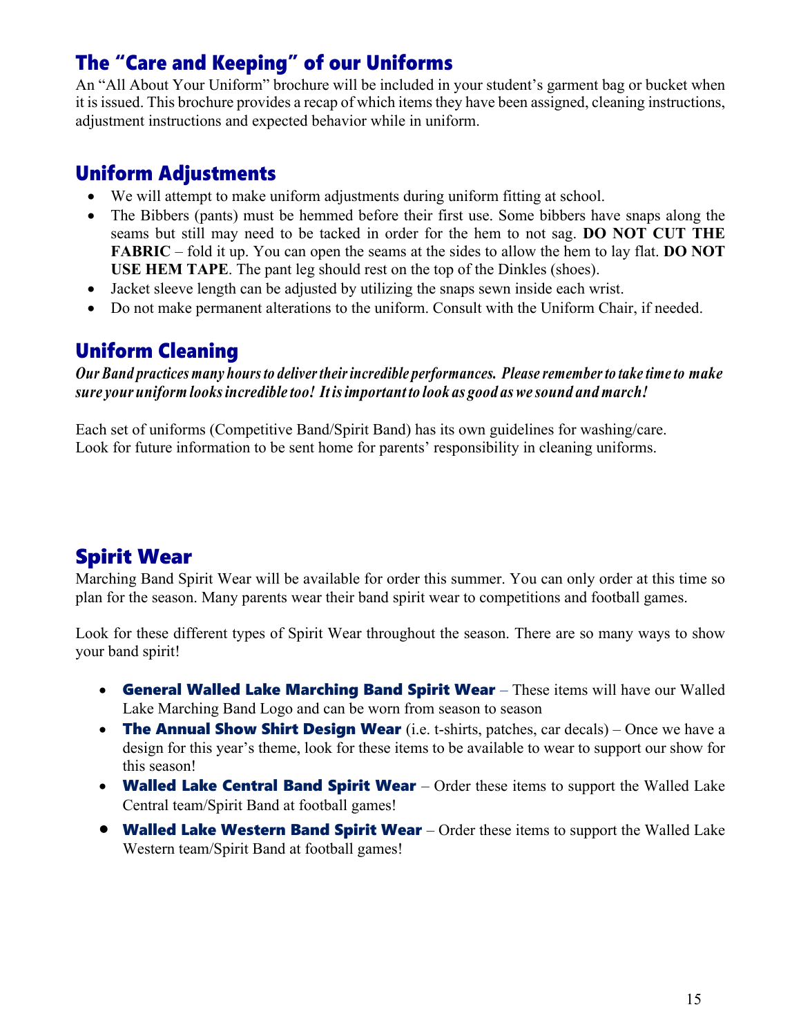## The “Care and Keeping” of our Uniforms

An “All About Your Uniform” brochure will be included in your student’s garment bag or bucket when it is issued. This brochure provides a recap of which items they have been assigned, cleaning instructions, adjustment instructions and expected behavior while in uniform.

## Uniform Adjustments

- We will attempt to make uniform adjustments during uniform fitting at school.
- The Bibbers (pants) must be hemmed before their first use. Some bibbers have snaps along the seams but still may need to be tacked in order for the hem to not sag. **DO NOT CUT THE FABRIC** – fold it up. You can open the seams at the sides to allow the hem to lay flat. **DO NOT USE HEM TAPE**. The pant leg should rest on the top of the Dinkles (shoes).
- Jacket sleeve length can be adjusted by utilizing the snaps sewn inside each wrist.
- Do not make permanent alterations to the uniform. Consult with the Uniform Chair, if needed.

## Uniform Cleaning

***Our Band practices many hours to deliver their incredible performances. Please remember to take time to make sure your uniform looks incredible too! It is important to look as good as we sound and march!***

Each set of uniforms (Competitive Band/Spirit Band) has its own guidelines for washing/care. Look for future information to be sent home for parents’ responsibility in cleaning uniforms.

## Spirit Wear

Marching Band Spirit Wear will be available for order this summer. You can only order at this time so plan for the season. Many parents wear their band spirit wear to competitions and football games.

Look for these different types of Spirit Wear throughout the season. There are so many ways to show your band spirit!

- **General Walled Lake Marching Band Spirit Wear** – These items will have our Walled Lake Marching Band Logo and can be worn from season to season
- **The Annual Show Shirt Design Wear** (i.e. t-shirts, patches, car decals) – Once we have a design for this year’s theme, look for these items to be available to wear to support our show for this season!
- **Walled Lake Central Band Spirit Wear** – Order these items to support the Walled Lake Central team/Spirit Band at football games!
- **Walled Lake Western Band Spirit Wear** – Order these items to support the Walled Lake Western team/Spirit Band at football games!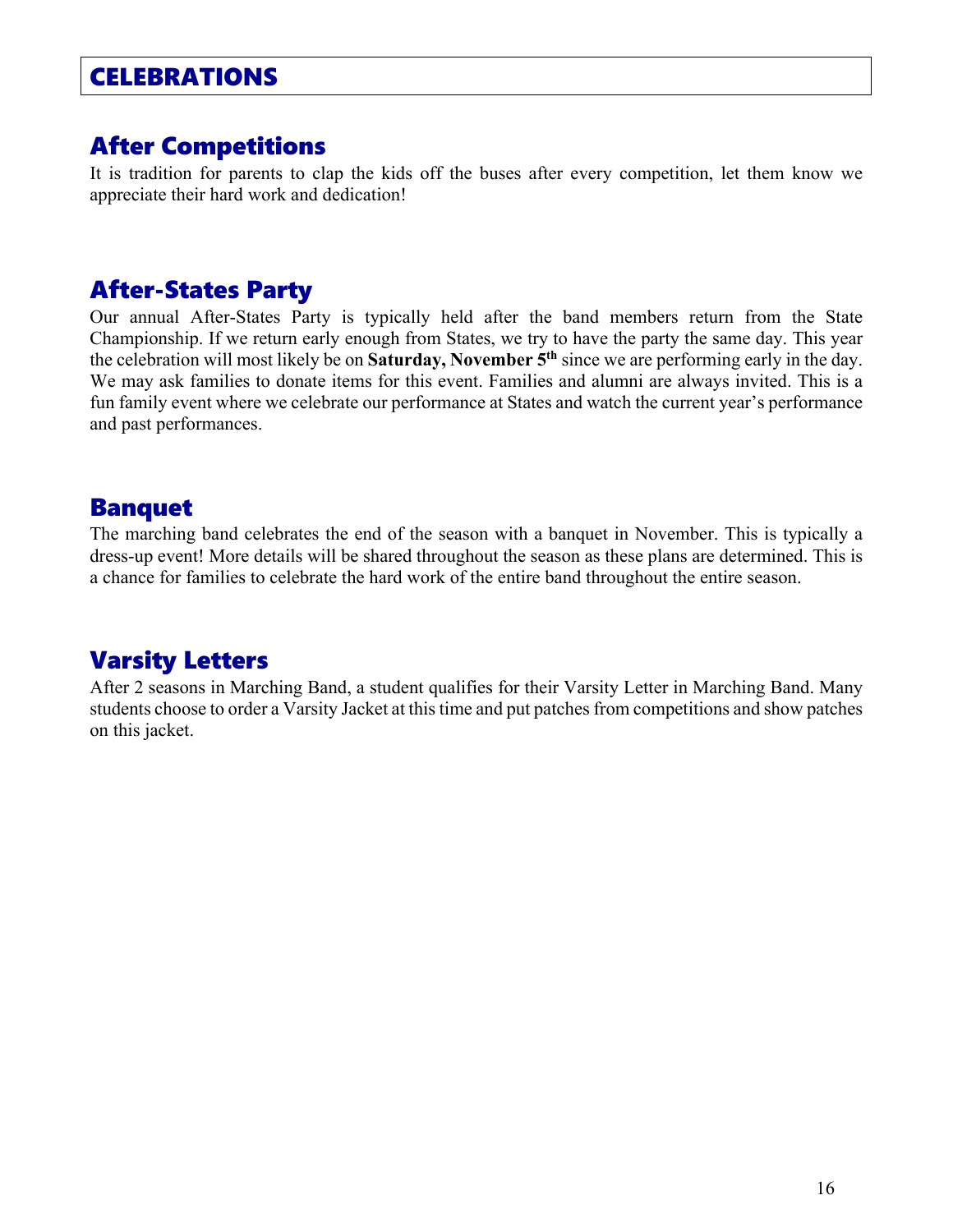# CELEBRATIONS

## After Competitions

It is tradition for parents to clap the kids off the buses after every competition, let them know we appreciate their hard work and dedication!

## After-States Party

Our annual After-States Party is typically held after the band members return from the State Championship. If we return early enough from States, we try to have the party the same day. This year the celebration will most likely be on **Saturday, November 5th** since we are performing early in the day. We may ask families to donate items for this event. Families and alumni are always invited. This is a fun family event where we celebrate our performance at States and watch the current year's performance and past performances.

## Banquet

The marching band celebrates the end of the season with a banquet in November. This is typically a dress-up event! More details will be shared throughout the season as these plans are determined. This is a chance for families to celebrate the hard work of the entire band throughout the entire season.

## Varsity Letters

After 2 seasons in Marching Band, a student qualifies for their Varsity Letter in Marching Band. Many students choose to order a Varsity Jacket at this time and put patches from competitions and show patches on this jacket.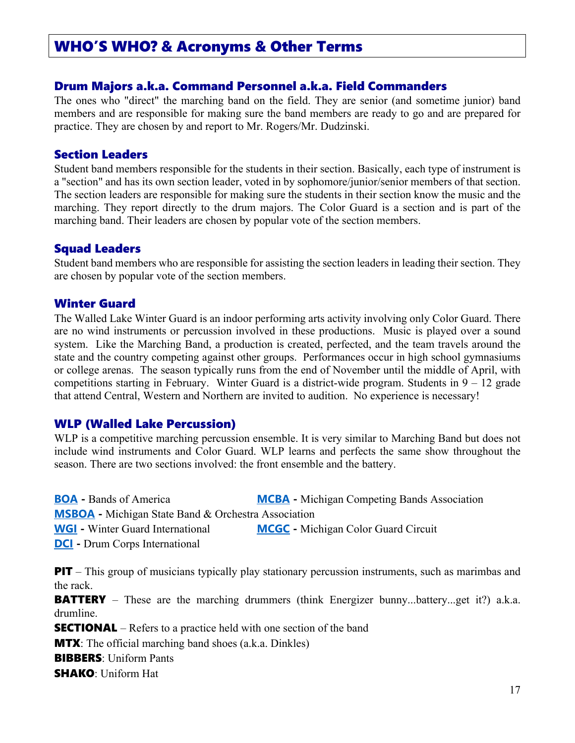# WHO'S WHO? & Acronyms & Other Terms

## Drum Majors a.k.a. Command Personnel a.k.a. Field Commanders

The ones who "direct" the marching band on the field. They are senior (and sometime junior) band members and are responsible for making sure the band members are ready to go and are prepared for practice. They are chosen by and report to Mr. Rogers/Mr. Dudzinski.

## Section Leaders

Student band members responsible for the students in their section. Basically, each type of instrument is a "section" and has its own section leader, voted in by sophomore/junior/senior members of that section. The section leaders are responsible for making sure the students in their section know the music and the marching. They report directly to the drum majors. The Color Guard is a section and is part of the marching band. Their leaders are chosen by popular vote of the section members.

## Squad Leaders

Student band members who are responsible for assisting the section leaders in leading their section. They are chosen by popular vote of the section members.

## Winter Guard

The Walled Lake Winter Guard is an indoor performing arts activity involving only Color Guard. There are no wind instruments or percussion involved in these productions. Music is played over a sound system. Like the Marching Band, a production is created, perfected, and the team travels around the state and the country competing against other groups. Performances occur in high school gymnasiums or college arenas. The season typically runs from the end of November until the middle of April, with competitions starting in February. Winter Guard is a district-wide program. Students in 9 – 12 grade that attend Central, Western and Northern are invited to audition. No experience is necessary!

## WLP (Walled Lake Percussion)

WLP is a competitive marching percussion ensemble. It is very similar to Marching Band but does not include wind instruments and Color Guard. WLP learns and perfects the same show throughout the season. There are two sections involved: the front ensemble and the battery.

**BOA** - Bands of America
**MCBA** - Michigan Competing Bands Association
**MSBOA** - Michigan State Band & Orchestra Association
**WGI** - Winter Guard International
**MCGC** - Michigan Color Guard Circuit
**DCI** - Drum Corps International

**PIT** – This group of musicians typically play stationary percussion instruments, such as marimbas and the rack.

**BATTERY** – These are the marching drummers (think Energizer bunny...battery...get it?) a.k.a. drumline.

**SECTIONAL** – Refers to a practice held with one section of the band

**MTX**: The official marching band shoes (a.k.a. Dinkles)

**BIBBERS**: Uniform Pants

**SHAKO**: Uniform Hat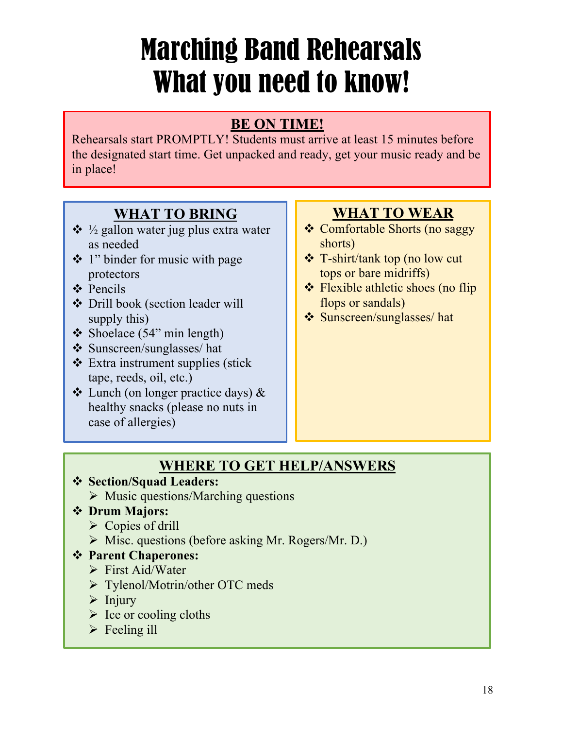# Marching Band Rehearsals
# What you need to know!

## BE ON TIME!

Rehearsals start PROMPTLY! Students must arrive at least 15 minutes before the designated start time. Get unpacked and ready, get your music ready and be in place!

## WHAT TO BRING

- ½ gallon water jug plus extra water as needed
- 1" binder for music with page protectors
- Pencils
- Drill book (section leader will supply this)
- Shoelace (54" min length)
- Sunscreen/sunglasses/ hat
- Extra instrument supplies (stick tape, reeds, oil, etc.)
- Lunch (on longer practice days) & healthy snacks (please no nuts in case of allergies)

## WHAT TO WEAR

- Comfortable Shorts (no saggy shorts)
- T-shirt/tank top (no low cut tops or bare midriffs)
- Flexible athletic shoes (no flip flops or sandals)
- Sunscreen/sunglasses/ hat

## WHERE TO GET HELP/ANSWERS

- **Section/Squad Leaders:**
  - Music questions/Marching questions
- **Drum Majors:**
  - Copies of drill
  - Misc. questions (before asking Mr. Rogers/Mr. D.)
- **Parent Chaperones:**
  - First Aid/Water
  - Tylenol/Motrin/other OTC meds
  - Injury
  - Ice or cooling cloths
  - Feeling ill